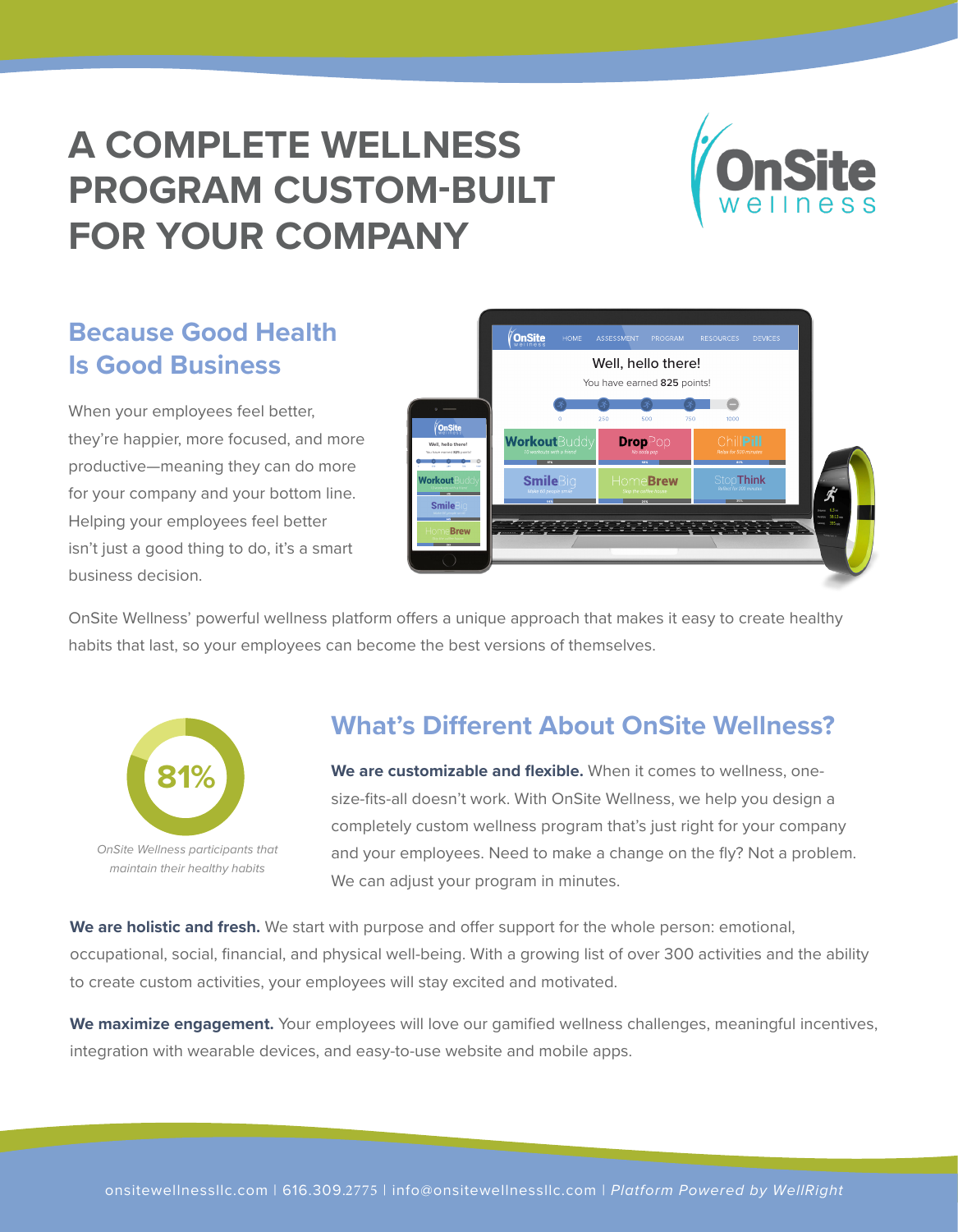# A COMPLETE WELLNESS PROGRAM CUSTOM-BUILT FOR YOUR COMPANY

## Because Good Health Is Good Business

When your employees feel better, they're happier, more focused, and more productive—meaning they can do more for your company and your bottom line. Helping your employees feel better isn't just a good thing to do, it's a smart business decision.

OnSite Wellness' powerful wellness platform offers a unique approach that makes it easy to create healthy habits that last, so your employees can become the best versions of themselves.

**81%**

*OnSite Wellness participants that maintain their healthy habits*

## What's Different About OnSite Wellness?

**We are customizable and flexible.** When it comes to wellness, one-size-fits-all doesn't work. With OnSite Wellness, we help you design a completely custom wellness program that's just right for your company and your employees. Need to make a change on the fly? Not a problem. We can adjust your program in minutes.

**We are holistic and fresh.** We start with purpose and offer support for the whole person: emotional, occupational, social, financial, and physical well-being. With a growing list of over 300 activities and the ability to create custom activities, your employees will stay excited and motivated.

**We maximize engagement.** Your employees will love our gamified wellness challenges, meaningful incentives, integration with wearable devices, and easy-to-use website and mobile apps.

onsitewellnessllc.com | 616.309.2775 | info@onsitewellnessllc.com | *Platform Powered by WellRight*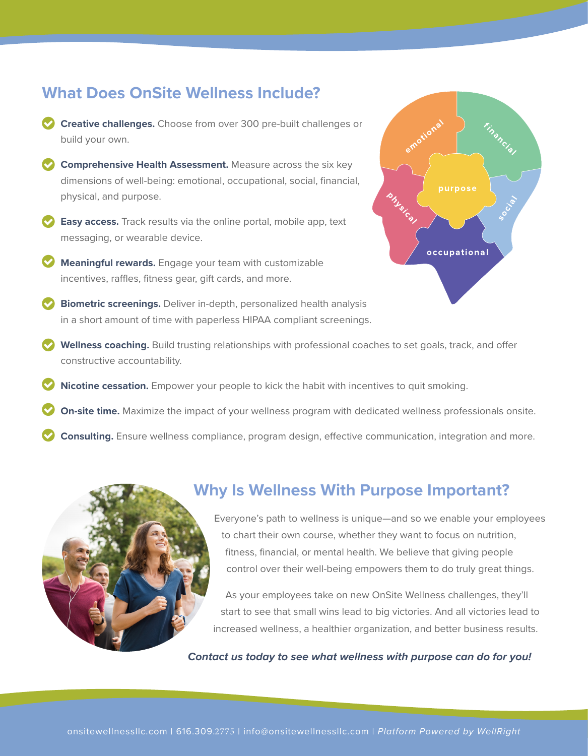## What Does OnSite Wellness Include?

- **Creative challenges.** Choose from over 300 pre-built challenges or build your own.
- **Comprehensive Health Assessment.** Measure across the six key dimensions of well-being: emotional, occupational, social, financial, physical, and purpose.
- **Easy access.** Track results via the online portal, mobile app, text messaging, or wearable device.
- **Meaningful rewards.** Engage your team with customizable incentives, raffles, fitness gear, gift cards, and more.
- **Biometric screenings.** Deliver in-depth, personalized health analysis in a short amount of time with paperless HIPAA compliant screenings.
- **Wellness coaching.** Build trusting relationships with professional coaches to set goals, track, and offer constructive accountability.
- **Nicotine cessation.** Empower your people to kick the habit with incentives to quit smoking.
- **On-site time.** Maximize the impact of your wellness program with dedicated wellness professionals onsite.
- **Consulting.** Ensure wellness compliance, program design, effective communication, integration and more.

emotional
financial
purpose
physical
social
occupational

## Why Is Wellness With Purpose Important?

Everyone's path to wellness is unique—and so we enable your employees to chart their own course, whether they want to focus on nutrition, fitness, financial, or mental health. We believe that giving people control over their well-being empowers them to do truly great things.

As your employees take on new OnSite Wellness challenges, they'll start to see that small wins lead to big victories. And all victories lead to increased wellness, a healthier organization, and better business results.

***Contact us today to see what wellness with purpose can do for you!***

onsitewellnessllc.com | 616.309.2775 | info@onsitewellnessllc.com | *Platform Powered by WellRight*